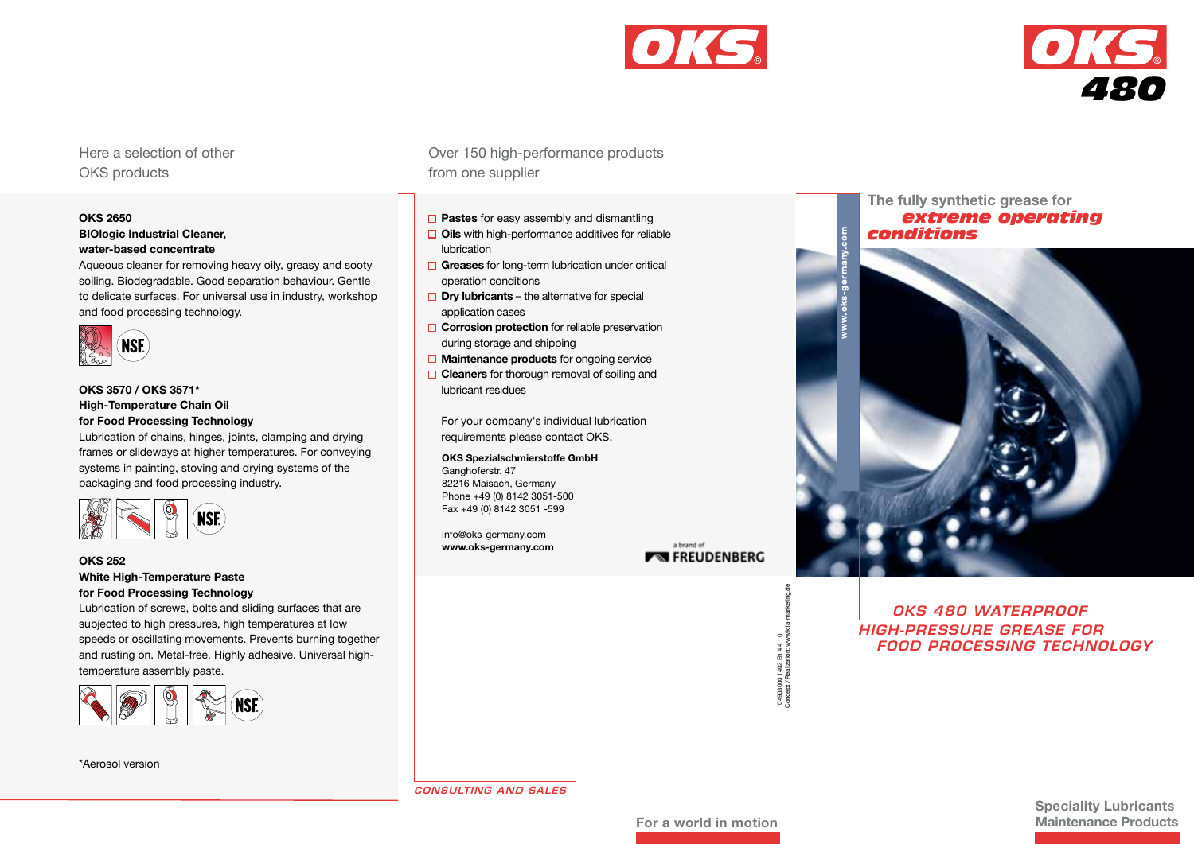Here a selection of other OKS products

### OKS 2650
**BIOlogic Industrial Cleaner, water-based concentrate**

Aqueous cleaner for removing heavy oily, greasy and sooty soiling. Biodegradable. Good separation behaviour. Gentle to delicate surfaces. For universal use in industry, workshop and food processing technology.

NSF

### OKS 3570 / OKS 3571*
**High-Temperature Chain Oil for Food Processing Technology**

Lubrication of chains, hinges, joints, clamping and drying frames or slideways at higher temperatures. For conveying systems in painting, stoving and drying systems of the packaging and food processing industry.

NSF

### OKS 252
**White High-Temperature Paste for Food Processing Technology**

Lubrication of screws, bolts and sliding surfaces that are subjected to high pressures, high temperatures at low speeds or oscillating movements. Prevents burning together and rusting on. Metal-free. Highly adhesive. Universal high-temperature assembly paste.

NSF

*Aerosol version

Over 150 high-performance products from one supplier

- **Pastes** for easy assembly and dismantling
- **Oils** with high-performance additives for reliable lubrication
- **Greases** for long-term lubrication under critical operation conditions
- **Dry lubricants** – the alternative for special application cases
- **Corrosion protection** for reliable preservation during storage and shipping
- **Maintenance products** for ongoing service
- **Cleaners** for thorough removal of soiling and lubricant residues

For your company's individual lubrication requirements please contact OKS.

**OKS Spezialschmierstoffe GmbH**
Ganghoferstr. 47
82216 Maisach, Germany
Phone +49 (0) 8142 3051-500
Fax +49 (0) 8142 3051 -599

info@oks-germany.com
**www.oks-germany.com**

a brand of FREUDENBERG

10-8900/000 1 402 En 4 4 1 0
Concept / Realization: www.k1a-marketing.de

*CONSULTING AND SALES*

For a world in motion

# OKS 480

www.oks-germany.com

The fully synthetic grease for ***extreme operating conditions***

## *OKS 480 WATERPROOF HIGH-PRESSURE GREASE FOR FOOD PROCESSING TECHNOLOGY*

Speciality Lubricants
Maintenance Products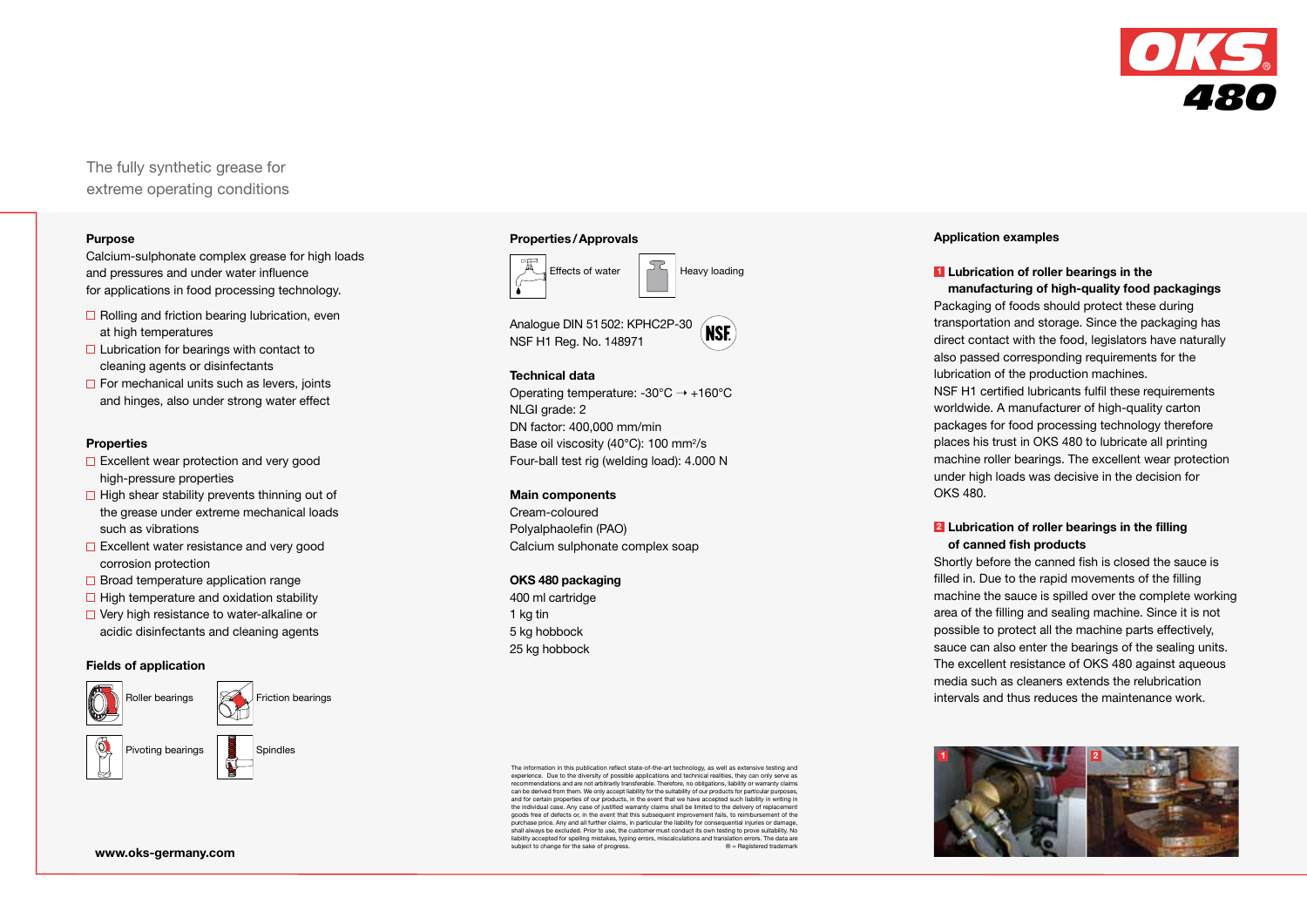# OKS 480

The fully synthetic grease for extreme operating conditions

## Purpose

Calcium-sulphonate complex grease for high loads and pressures and under water influence for applications in food processing technology.

- Rolling and friction bearing lubrication, even at high temperatures
- Lubrication for bearings with contact to cleaning agents or disinfectants
- For mechanical units such as levers, joints and hinges, also under strong water effect

## Properties

- Excellent wear protection and very good high-pressure properties
- High shear stability prevents thinning out of the grease under extreme mechanical loads such as vibrations
- Excellent water resistance and very good corrosion protection
- Broad temperature application range
- High temperature and oxidation stability
- Very high resistance to water-alkaline or acidic disinfectants and cleaning agents

## Fields of application

Roller bearings

Friction bearings

Pivoting bearings

Spindles

## Properties / Approvals

Effects of water

Heavy loading

Analogue DIN 51 502: KPHC2P-30
NSF H1 Reg. No. 148971

NSF

## Technical data

Operating temperature: -30°C → +160°C
NLGI grade: 2
DN factor: 400,000 mm/min
Base oil viscosity (40°C): 100 mm²/s
Four-ball test rig (welding load): 4.000 N

## Main components

Cream-coloured
Polyalphaolefin (PAO)
Calcium sulphonate complex soap

## OKS 480 packaging

400 ml cartridge
1 kg tin
5 kg hobbock
25 kg hobbock

The information in this publication reflect state-of-the-art technology, as well as extensive testing and experience. Due to the diversity of possible applications and technical realities, they can only serve as recommendations and are not arbitrarily transferable. Therefore, no obligations, liability or warranty claims can be derived from them. We only accept liability for the suitability of our products for particular purposes, and for certain properties of our products, in the event that we have accepted such liability in writing in the individual case. Any case of justified warranty claims shall be limited to the delivery of replacement goods free of defects or, in the event that this subsequent improvement fails, to reimbursement of the purchase price. Any and all further claims, in particular the liability for consequential injuries or damage, shall always be excluded. Prior to use, the customer must conduct its own testing to prove suitability. No liability accepted for spelling mistakes, typing errors, miscalculations and translation errors. The data are subject to change for the sake of progress. ® = Registered trademark

## Application examples

**1 Lubrication of roller bearings in the manufacturing of high-quality food packagings**

Packaging of foods should protect these during transportation and storage. Since the packaging has direct contact with the food, legislators have naturally also passed corresponding requirements for the lubrication of the production machines.
NSF H1 certified lubricants fulfil these requirements worldwide. A manufacturer of high-quality carton packages for food processing technology therefore places his trust in OKS 480 to lubricate all printing machine roller bearings. The excellent wear protection under high loads was decisive in the decision for OKS 480.

**2 Lubrication of roller bearings in the filling of canned fish products**

Shortly before the canned fish is closed the sauce is filled in. Due to the rapid movements of the filling machine the sauce is spilled over the complete working area of the filling and sealing machine. Since it is not possible to protect all the machine parts effectively, sauce can also enter the bearings of the sealing units. The excellent resistance of OKS 480 against aqueous media such as cleaners extends the relubrication intervals and thus reduces the maintenance work.

1

2

www.oks-germany.com